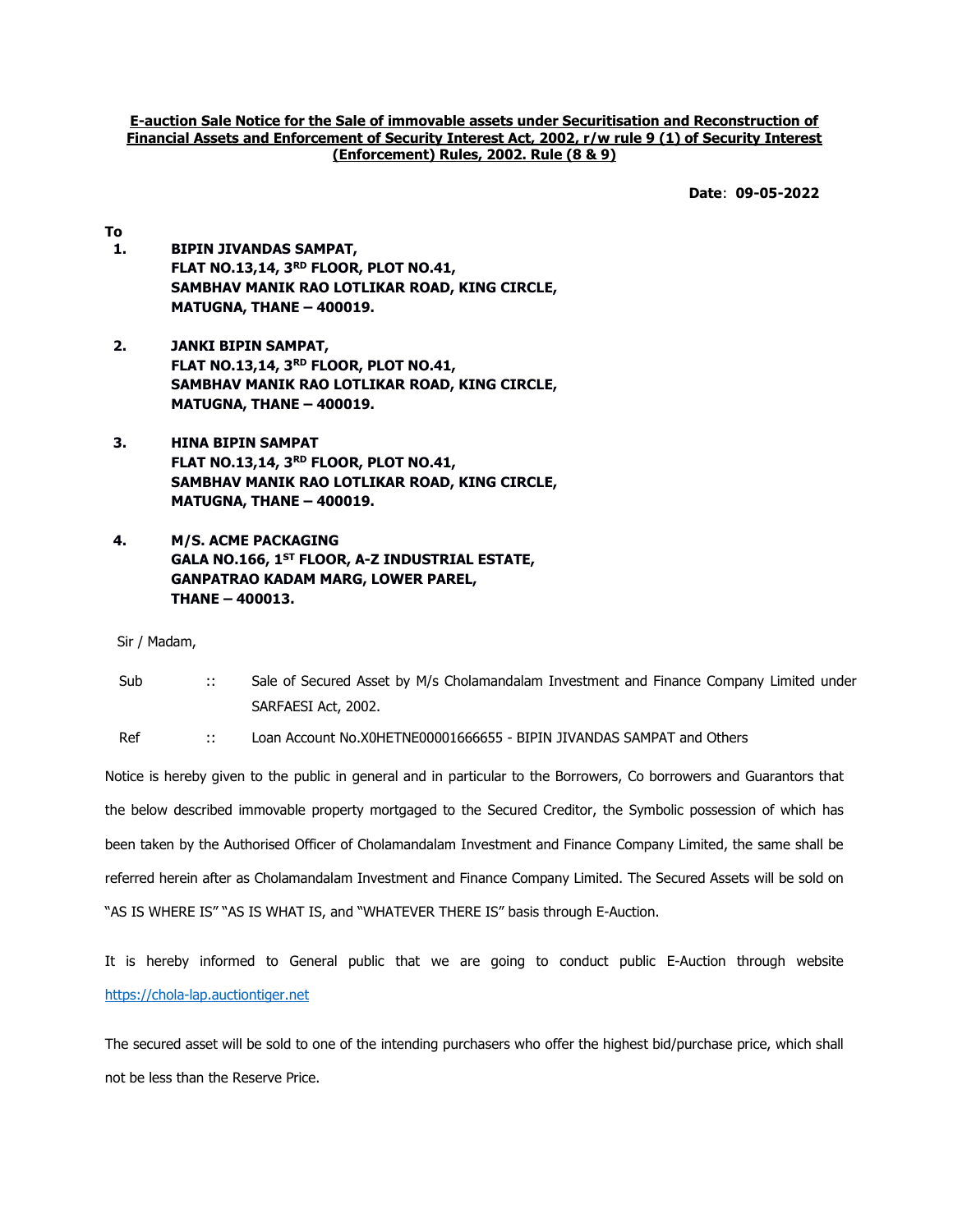**E-auction Sale Notice for the Sale of immovable assets under Securitisation and Reconstruction of Financial Assets and Enforcement of Security Interest Act, 2002, r/w rule 9 (1) of Security Interest (Enforcement) Rules, 2002. Rule (8 & 9)**

**Date**: **09-05-2022**

**To**

1. **BIPIN JIVANDAS SAMPAT,**
   **FLAT NO.13,14, 3RD FLOOR, PLOT NO.41,**
   **SAMBHAV MANIK RAO LOTLIKAR ROAD, KING CIRCLE,**
   **MATUGNA, THANE – 400019.**

2. **JANKI BIPIN SAMPAT,**
   **FLAT NO.13,14, 3RD FLOOR, PLOT NO.41,**
   **SAMBHAV MANIK RAO LOTLIKAR ROAD, KING CIRCLE,**
   **MATUGNA, THANE – 400019.**

3. **HINA BIPIN SAMPAT**
   **FLAT NO.13,14, 3RD FLOOR, PLOT NO.41,**
   **SAMBHAV MANIK RAO LOTLIKAR ROAD, KING CIRCLE,**
   **MATUGNA, THANE – 400019.**

4. **M/S. ACME PACKAGING**
   **GALA NO.166, 1ST FLOOR, A-Z INDUSTRIAL ESTATE,**
   **GANPATRAO KADAM MARG, LOWER PAREL,**
   **THANE – 400013.**

Sir / Madam,

Sub :: Sale of Secured Asset by M/s Cholamandalam Investment and Finance Company Limited under SARFAESI Act, 2002.

Ref :: Loan Account No.X0HETNE00001666655 - BIPIN JIVANDAS SAMPAT and Others

Notice is hereby given to the public in general and in particular to the Borrowers, Co borrowers and Guarantors that the below described immovable property mortgaged to the Secured Creditor, the Symbolic possession of which has been taken by the Authorised Officer of Cholamandalam Investment and Finance Company Limited, the same shall be referred herein after as Cholamandalam Investment and Finance Company Limited. The Secured Assets will be sold on "AS IS WHERE IS" "AS IS WHAT IS, and "WHATEVER THERE IS" basis through E-Auction.

It is hereby informed to General public that we are going to conduct public E-Auction through website https://chola-lap.auctiontiger.net

The secured asset will be sold to one of the intending purchasers who offer the highest bid/purchase price, which shall not be less than the Reserve Price.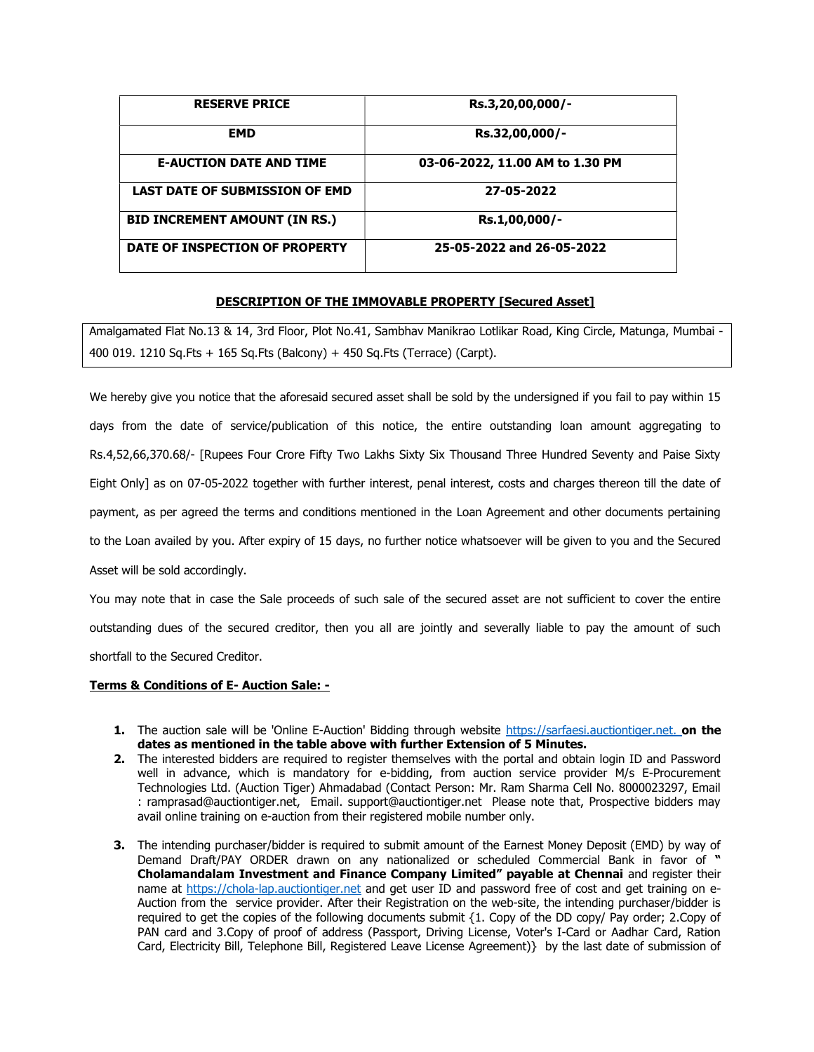| RESERVE PRICE | Rs.3,20,00,000/- |
|---|---|
| EMD | Rs.32,00,000/- |
| E-AUCTION DATE AND TIME | 03-06-2022, 11.00 AM to 1.30 PM |
| LAST DATE OF SUBMISSION OF EMD | 27-05-2022 |
| BID INCREMENT AMOUNT (IN RS.) | Rs.1,00,000/- |
| DATE OF INSPECTION OF PROPERTY | 25-05-2022 and 26-05-2022 |

**DESCRIPTION OF THE IMMOVABLE PROPERTY [Secured Asset]**

Amalgamated Flat No.13 & 14, 3rd Floor, Plot No.41, Sambhav Manikrao Lotlikar Road, King Circle, Matunga, Mumbai - 400 019. 1210 Sq.Fts + 165 Sq.Fts (Balcony) + 450 Sq.Fts (Terrace) (Carpt).

We hereby give you notice that the aforesaid secured asset shall be sold by the undersigned if you fail to pay within 15 days from the date of service/publication of this notice, the entire outstanding loan amount aggregating to Rs.4,52,66,370.68/- [Rupees Four Crore Fifty Two Lakhs Sixty Six Thousand Three Hundred Seventy and Paise Sixty Eight Only] as on 07-05-2022 together with further interest, penal interest, costs and charges thereon till the date of payment, as per agreed the terms and conditions mentioned in the Loan Agreement and other documents pertaining to the Loan availed by you. After expiry of 15 days, no further notice whatsoever will be given to you and the Secured Asset will be sold accordingly.

You may note that in case the Sale proceeds of such sale of the secured asset are not sufficient to cover the entire outstanding dues of the secured creditor, then you all are jointly and severally liable to pay the amount of such shortfall to the Secured Creditor.

**Terms & Conditions of E- Auction Sale: -**

1. The auction sale will be 'Online E-Auction' Bidding through website https://sarfaesi.auctiontiger.net. **on the dates as mentioned in the table above with further Extension of 5 Minutes.**
2. The interested bidders are required to register themselves with the portal and obtain login ID and Password well in advance, which is mandatory for e-bidding, from auction service provider M/s E-Procurement Technologies Ltd. (Auction Tiger) Ahmadabad (Contact Person: Mr. Ram Sharma Cell No. 8000023297, Email : ramprasad@auctiontiger.net, Email. support@auctiontiger.net Please note that, Prospective bidders may avail online training on e-auction from their registered mobile number only.
3. The intending purchaser/bidder is required to submit amount of the Earnest Money Deposit (EMD) by way of Demand Draft/PAY ORDER drawn on any nationalized or scheduled Commercial Bank in favor of **" Cholamandalam Investment and Finance Company Limited" payable at Chennai** and register their name at https://chola-lap.auctiontiger.net and get user ID and password free of cost and get training on e-Auction from the service provider. After their Registration on the web-site, the intending purchaser/bidder is required to get the copies of the following documents submit {1. Copy of the DD copy/ Pay order; 2.Copy of PAN card and 3.Copy of proof of address (Passport, Driving License, Voter's I-Card or Aadhar Card, Ration Card, Electricity Bill, Telephone Bill, Registered Leave License Agreement)} by the last date of submission of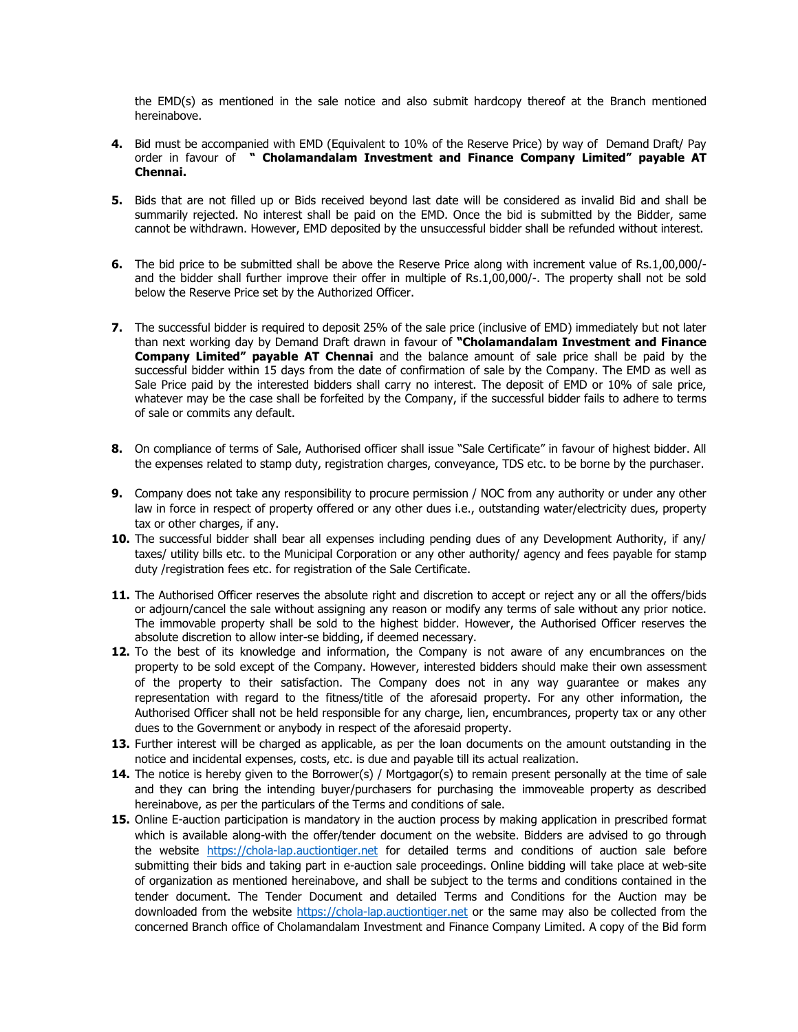the EMD(s) as mentioned in the sale notice and also submit hardcopy thereof at the Branch mentioned hereinabove.

4. Bid must be accompanied with EMD (Equivalent to 10% of the Reserve Price) by way of Demand Draft/ Pay order in favour of **" Cholamandalam Investment and Finance Company Limited" payable AT Chennai.**

5. Bids that are not filled up or Bids received beyond last date will be considered as invalid Bid and shall be summarily rejected. No interest shall be paid on the EMD. Once the bid is submitted by the Bidder, same cannot be withdrawn. However, EMD deposited by the unsuccessful bidder shall be refunded without interest.

6. The bid price to be submitted shall be above the Reserve Price along with increment value of Rs.1,00,000/- and the bidder shall further improve their offer in multiple of Rs.1,00,000/-. The property shall not be sold below the Reserve Price set by the Authorized Officer.

7. The successful bidder is required to deposit 25% of the sale price (inclusive of EMD) immediately but not later than next working day by Demand Draft drawn in favour of **"Cholamandalam Investment and Finance Company Limited" payable AT Chennai** and the balance amount of sale price shall be paid by the successful bidder within 15 days from the date of confirmation of sale by the Company. The EMD as well as Sale Price paid by the interested bidders shall carry no interest. The deposit of EMD or 10% of sale price, whatever may be the case shall be forfeited by the Company, if the successful bidder fails to adhere to terms of sale or commits any default.

8. On compliance of terms of Sale, Authorised officer shall issue "Sale Certificate" in favour of highest bidder. All the expenses related to stamp duty, registration charges, conveyance, TDS etc. to be borne by the purchaser.

9. Company does not take any responsibility to procure permission / NOC from any authority or under any other law in force in respect of property offered or any other dues i.e., outstanding water/electricity dues, property tax or other charges, if any.

10. The successful bidder shall bear all expenses including pending dues of any Development Authority, if any/ taxes/ utility bills etc. to the Municipal Corporation or any other authority/ agency and fees payable for stamp duty /registration fees etc. for registration of the Sale Certificate.

11. The Authorised Officer reserves the absolute right and discretion to accept or reject any or all the offers/bids or adjourn/cancel the sale without assigning any reason or modify any terms of sale without any prior notice. The immovable property shall be sold to the highest bidder. However, the Authorised Officer reserves the absolute discretion to allow inter-se bidding, if deemed necessary.

12. To the best of its knowledge and information, the Company is not aware of any encumbrances on the property to be sold except of the Company. However, interested bidders should make their own assessment of the property to their satisfaction. The Company does not in any way guarantee or makes any representation with regard to the fitness/title of the aforesaid property. For any other information, the Authorised Officer shall not be held responsible for any charge, lien, encumbrances, property tax or any other dues to the Government or anybody in respect of the aforesaid property.

13. Further interest will be charged as applicable, as per the loan documents on the amount outstanding in the notice and incidental expenses, costs, etc. is due and payable till its actual realization.

14. The notice is hereby given to the Borrower(s) / Mortgagor(s) to remain present personally at the time of sale and they can bring the intending buyer/purchasers for purchasing the immoveable property as described hereinabove, as per the particulars of the Terms and conditions of sale.

15. Online E-auction participation is mandatory in the auction process by making application in prescribed format which is available along-with the offer/tender document on the website. Bidders are advised to go through the website https://chola-lap.auctiontiger.net for detailed terms and conditions of auction sale before submitting their bids and taking part in e-auction sale proceedings. Online bidding will take place at web-site of organization as mentioned hereinabove, and shall be subject to the terms and conditions contained in the tender document. The Tender Document and detailed Terms and Conditions for the Auction may be downloaded from the website https://chola-lap.auctiontiger.net or the same may also be collected from the concerned Branch office of Cholamandalam Investment and Finance Company Limited. A copy of the Bid form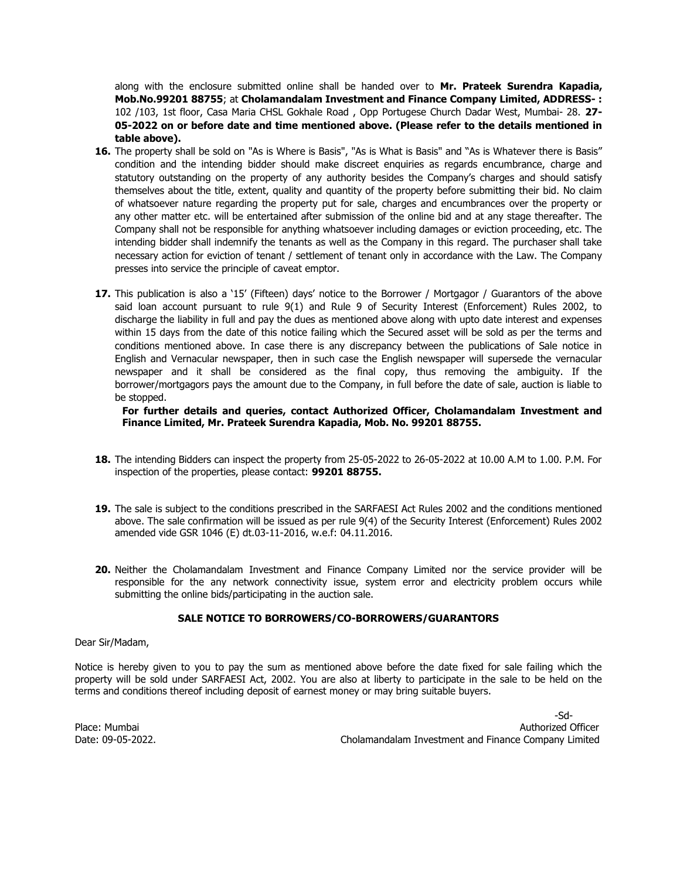along with the enclosure submitted online shall be handed over to **Mr. Prateek Surendra Kapadia, Mob.No.99201 88755**; at **Cholamandalam Investment and Finance Company Limited, ADDRESS- :** 102 /103, 1st floor, Casa Maria CHSL Gokhale Road , Opp Portugese Church Dadar West, Mumbai- 28. **27-05-2022 on or before date and time mentioned above. (Please refer to the details mentioned in table above).**

**16.** The property shall be sold on "As is Where is Basis", "As is What is Basis" and "As is Whatever there is Basis" condition and the intending bidder should make discreet enquiries as regards encumbrance, charge and statutory outstanding on the property of any authority besides the Company's charges and should satisfy themselves about the title, extent, quality and quantity of the property before submitting their bid. No claim of whatsoever nature regarding the property put for sale, charges and encumbrances over the property or any other matter etc. will be entertained after submission of the online bid and at any stage thereafter. The Company shall not be responsible for anything whatsoever including damages or eviction proceeding, etc. The intending bidder shall indemnify the tenants as well as the Company in this regard. The purchaser shall take necessary action for eviction of tenant / settlement of tenant only in accordance with the Law. The Company presses into service the principle of caveat emptor.

**17.** This publication is also a '15' (Fifteen) days' notice to the Borrower / Mortgagor / Guarantors of the above said loan account pursuant to rule 9(1) and Rule 9 of Security Interest (Enforcement) Rules 2002, to discharge the liability in full and pay the dues as mentioned above along with upto date interest and expenses within 15 days from the date of this notice failing which the Secured asset will be sold as per the terms and conditions mentioned above. In case there is any discrepancy between the publications of Sale notice in English and Vernacular newspaper, then in such case the English newspaper will supersede the vernacular newspaper and it shall be considered as the final copy, thus removing the ambiguity. If the borrower/mortgagors pays the amount due to the Company, in full before the date of sale, auction is liable to be stopped.

**For further details and queries, contact Authorized Officer, Cholamandalam Investment and Finance Limited, Mr. Prateek Surendra Kapadia, Mob. No. 99201 88755.**

**18.** The intending Bidders can inspect the property from 25-05-2022 to 26-05-2022 at 10.00 A.M to 1.00. P.M. For inspection of the properties, please contact: **99201 88755.**

**19.** The sale is subject to the conditions prescribed in the SARFAESI Act Rules 2002 and the conditions mentioned above. The sale confirmation will be issued as per rule 9(4) of the Security Interest (Enforcement) Rules 2002 amended vide GSR 1046 (E) dt.03-11-2016, w.e.f: 04.11.2016.

**20.** Neither the Cholamandalam Investment and Finance Company Limited nor the service provider will be responsible for the any network connectivity issue, system error and electricity problem occurs while submitting the online bids/participating in the auction sale.

**SALE NOTICE TO BORROWERS/CO-BORROWERS/GUARANTORS**

Dear Sir/Madam,

Notice is hereby given to you to pay the sum as mentioned above before the date fixed for sale failing which the property will be sold under SARFAESI Act, 2002. You are also at liberty to participate in the sale to be held on the terms and conditions thereof including deposit of earnest money or may bring suitable buyers.

-Sd-
Authorized Officer
Cholamandalam Investment and Finance Company Limited

Place: Mumbai
Date: 09-05-2022.